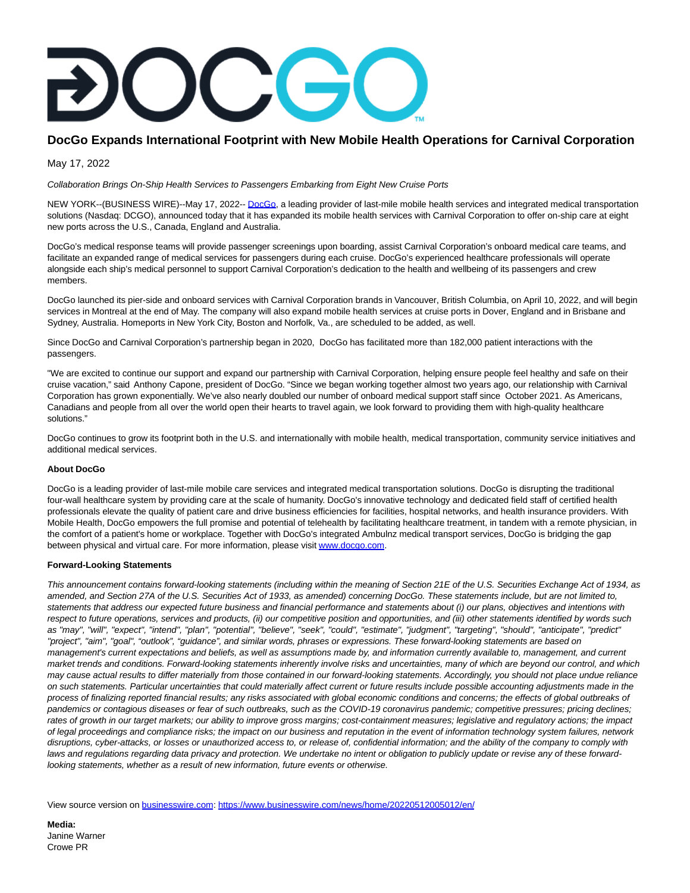# DocGo Expands International Footprint with New Mobile Health Operations for Carnival Corporation

May 17, 2022

*Collaboration Brings On-Ship Health Services to Passengers Embarking from Eight New Cruise Ports*

NEW YORK--(BUSINESS WIRE)--May 17, 2022-- DocGo, a leading provider of last-mile mobile health services and integrated medical transportation solutions (Nasdaq: DCGO), announced today that it has expanded its mobile health services with Carnival Corporation to offer on-ship care at eight new ports across the U.S., Canada, England and Australia.

DocGo's medical response teams will provide passenger screenings upon boarding, assist Carnival Corporation's onboard medical care teams, and facilitate an expanded range of medical services for passengers during each cruise. DocGo's experienced healthcare professionals will operate alongside each ship's medical personnel to support Carnival Corporation's dedication to the health and wellbeing of its passengers and crew members.

DocGo launched its pier-side and onboard services with Carnival Corporation brands in Vancouver, British Columbia, on April 10, 2022, and will begin services in Montreal at the end of May. The company will also expand mobile health services at cruise ports in Dover, England and in Brisbane and Sydney, Australia. Homeports in New York City, Boston and Norfolk, Va., are scheduled to be added, as well.

Since DocGo and Carnival Corporation's partnership began in 2020, DocGo has facilitated more than 182,000 patient interactions with the passengers.

"We are excited to continue our support and expand our partnership with Carnival Corporation, helping ensure people feel healthy and safe on their cruise vacation," said Anthony Capone, president of DocGo. "Since we began working together almost two years ago, our relationship with Carnival Corporation has grown exponentially. We've also nearly doubled our number of onboard medical support staff since October 2021. As Americans, Canadians and people from all over the world open their hearts to travel again, we look forward to providing them with high-quality healthcare solutions."

DocGo continues to grow its footprint both in the U.S. and internationally with mobile health, medical transportation, community service initiatives and additional medical services.

**About DocGo**

DocGo is a leading provider of last-mile mobile care services and integrated medical transportation solutions. DocGo is disrupting the traditional four-wall healthcare system by providing care at the scale of humanity. DocGo's innovative technology and dedicated field staff of certified health professionals elevate the quality of patient care and drive business efficiencies for facilities, hospital networks, and health insurance providers. With Mobile Health, DocGo empowers the full promise and potential of telehealth by facilitating healthcare treatment, in tandem with a remote physician, in the comfort of a patient's home or workplace. Together with DocGo's integrated Ambulnz medical transport services, DocGo is bridging the gap between physical and virtual care. For more information, please visit www.docgo.com.

**Forward-Looking Statements**

*This announcement contains forward-looking statements (including within the meaning of Section 21E of the U.S. Securities Exchange Act of 1934, as amended, and Section 27A of the U.S. Securities Act of 1933, as amended) concerning DocGo. These statements include, but are not limited to, statements that address our expected future business and financial performance and statements about (i) our plans, objectives and intentions with respect to future operations, services and products, (ii) our competitive position and opportunities, and (iii) other statements identified by words such as "may", "will", "expect", "intend", "plan", "potential", "believe", "seek", "could", "estimate", "judgment", "targeting", "should", "anticipate", "predict" "project", "aim", "goal", "outlook", "guidance", and similar words, phrases or expressions. These forward-looking statements are based on management's current expectations and beliefs, as well as assumptions made by, and information currently available to, management, and current market trends and conditions. Forward-looking statements inherently involve risks and uncertainties, many of which are beyond our control, and which may cause actual results to differ materially from those contained in our forward-looking statements. Accordingly, you should not place undue reliance on such statements. Particular uncertainties that could materially affect current or future results include possible accounting adjustments made in the process of finalizing reported financial results; any risks associated with global economic conditions and concerns; the effects of global outbreaks of pandemics or contagious diseases or fear of such outbreaks, such as the COVID-19 coronavirus pandemic; competitive pressures; pricing declines; rates of growth in our target markets; our ability to improve gross margins; cost-containment measures; legislative and regulatory actions; the impact of legal proceedings and compliance risks; the impact on our business and reputation in the event of information technology system failures, network disruptions, cyber-attacks, or losses or unauthorized access to, or release of, confidential information; and the ability of the company to comply with laws and regulations regarding data privacy and protection. We undertake no intent or obligation to publicly update or revise any of these forward-looking statements, whether as a result of new information, future events or otherwise.*

View source version on businesswire.com: https://www.businesswire.com/news/home/20220512005012/en/

**Media:**
Janine Warner
Crowe PR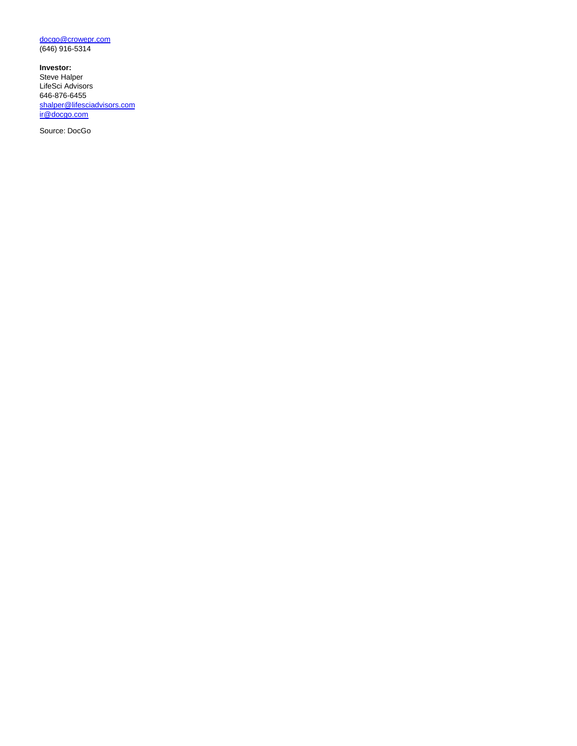docgo@crowepr.com
(646) 916-5314

**Investor:**
Steve Halper
LifeSci Advisors
646-876-6455
shalper@lifesciadvisors.com
ir@docgo.com

Source: DocGo